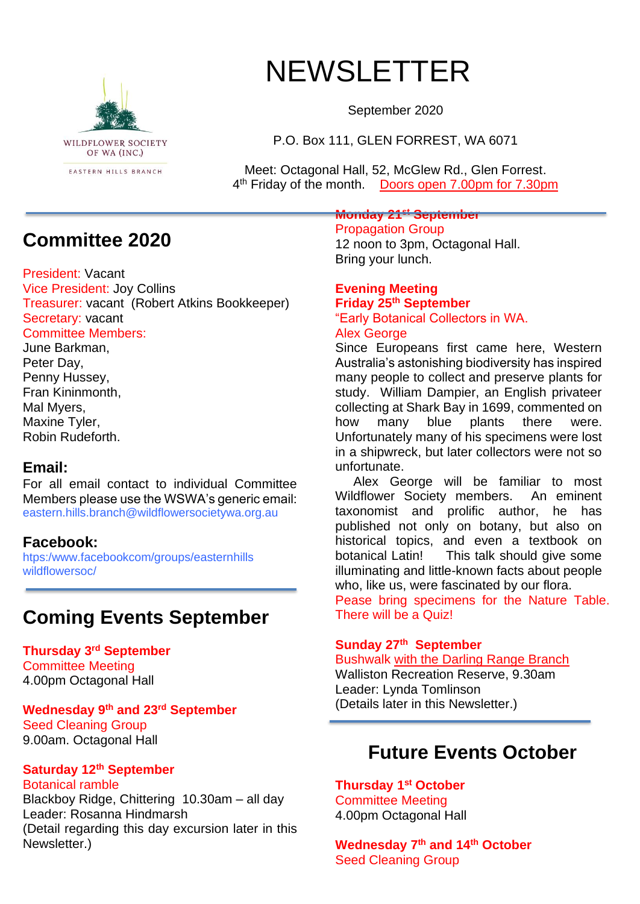WILDFLOWER SOCIETY OF WA (INC.)

EASTERN HILLS BRANCH

# NEWSLETTER

September 2020

P.O. Box 111, GLEN FORREST, WA 6071

Meet: Octagonal Hall, 52, McGlew Rd., Glen Forrest.
4th Friday of the month. Doors open 7.00pm for 7.30pm

## Committee 2020

President: Vacant
Vice President: Joy Collins
Treasurer: vacant (Robert Atkins Bookkeeper)
Secretary: vacant
Committee Members:
June Barkman,
Peter Day,
Penny Hussey,
Fran Kininmonth,
Mal Myers,
Maxine Tyler,
Robin Rudeforth.

### Email:

For all email contact to individual Committee Members please use the WSWA's generic email:
eastern.hills.branch@wildflowersocietywa.org.au

### Facebook:

htps:/www.facebookcom/groups/easternhills wildflowersoc/

## Coming Events September

**Thursday 3rd September**
Committee Meeting
4.00pm Octagonal Hall

**Wednesday 9th and 23rd September**
Seed Cleaning Group
9.00am. Octagonal Hall

**Saturday 12th September**
Botanical ramble
Blackboy Ridge, Chittering 10.30am – all day
Leader: Rosanna Hindmarsh
(Detail regarding this day excursion later in this Newsletter.)

**Monday 21st September**
Propagation Group
12 noon to 3pm, Octagonal Hall.
Bring your lunch.

**Evening Meeting**
**Friday 25th September**
"Early Botanical Collectors in WA.
Alex George

Since Europeans first came here, Western Australia's astonishing biodiversity has inspired many people to collect and preserve plants for study. William Dampier, an English privateer collecting at Shark Bay in 1699, commented on how many blue plants there were. Unfortunately many of his specimens were lost in a shipwreck, but later collectors were not so unfortunate.

Alex George will be familiar to most Wildflower Society members. An eminent taxonomist and prolific author, he has published not only on botany, but also on historical topics, and even a textbook on botanical Latin! This talk should give some illuminating and little-known facts about people who, like us, were fascinated by our flora.

Pease bring specimens for the Nature Table. There will be a Quiz!

**Sunday 27th September**
Bushwalk with the Darling Range Branch
Walliston Recreation Reserve, 9.30am
Leader: Lynda Tomlinson
(Details later in this Newsletter.)

## Future Events October

**Thursday 1st October**
Committee Meeting
4.00pm Octagonal Hall

**Wednesday 7th and 14th October**
Seed Cleaning Group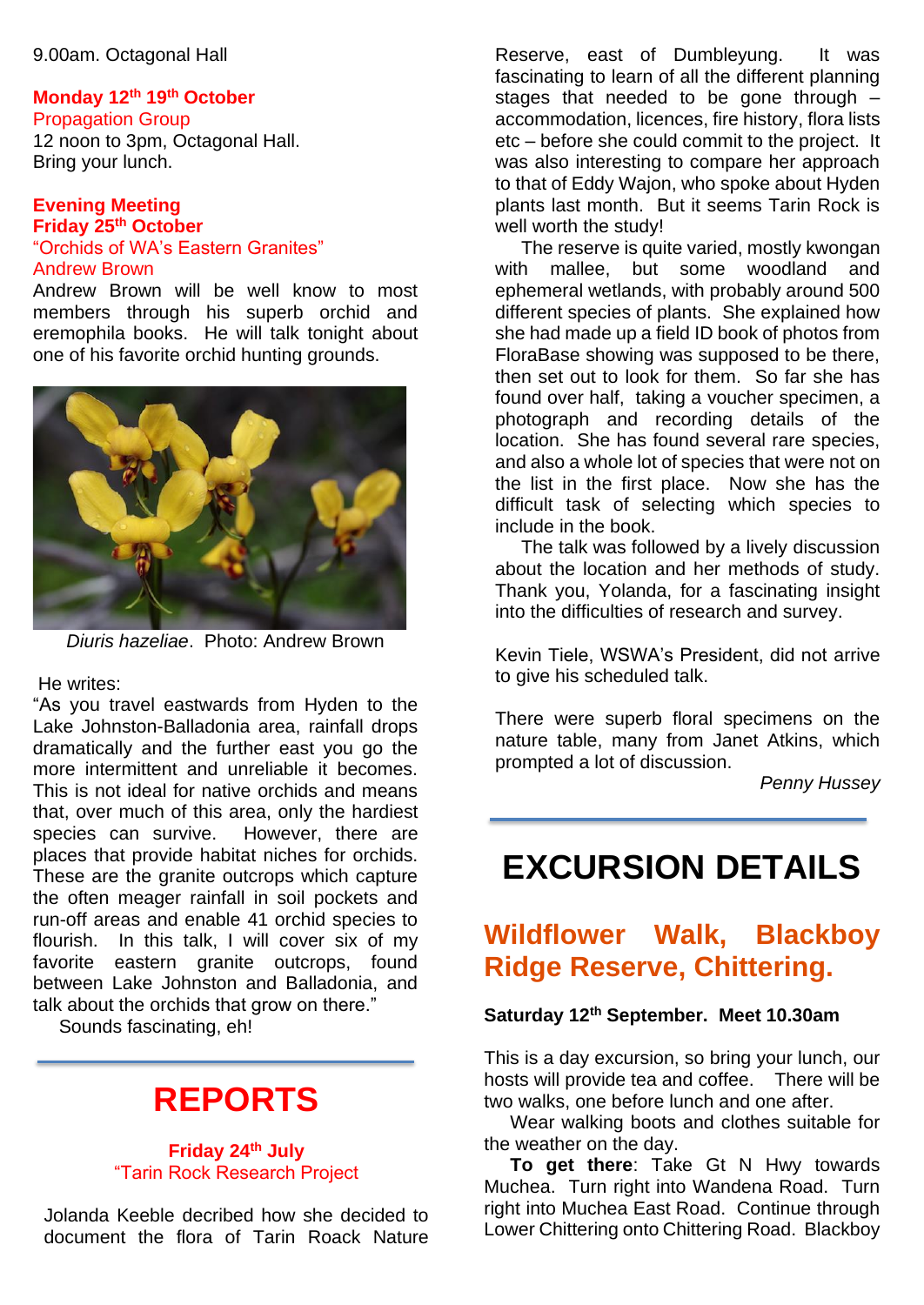9.00am. Octagonal Hall

**Monday 12th 19th October**
Propagation Group
12 noon to 3pm, Octagonal Hall.
Bring your lunch.

**Evening Meeting**
**Friday 25th October**
"Orchids of WA's Eastern Granites"
Andrew Brown

Andrew Brown will be well know to most members through his superb orchid and eremophila books. He will talk tonight about one of his favorite orchid hunting grounds.

*Diuris hazeliae*. Photo: Andrew Brown

He writes:
"As you travel eastwards from Hyden to the Lake Johnston-Balladonia area, rainfall drops dramatically and the further east you go the more intermittent and unreliable it becomes. This is not ideal for native orchids and means that, over much of this area, only the hardiest species can survive. However, there are places that provide habitat niches for orchids. These are the granite outcrops which capture the often meager rainfall in soil pockets and run-off areas and enable 41 orchid species to flourish. In this talk, I will cover six of my favorite eastern granite outcrops, found between Lake Johnston and Balladonia, and talk about the orchids that grow on there."
Sounds fascinating, eh!

# REPORTS

**Friday 24th July**
"Tarin Rock Research Project

Jolanda Keeble decribed how she decided to document the flora of Tarin Roack Nature Reserve, east of Dumbleyung. It was fascinating to learn of all the different planning stages that needed to be gone through – accommodation, licences, fire history, flora lists etc – before she could commit to the project. It was also interesting to compare her approach to that of Eddy Wajon, who spoke about Hyden plants last month. But it seems Tarin Rock is well worth the study!

The reserve is quite varied, mostly kwongan with mallee, but some woodland and ephemeral wetlands, with probably around 500 different species of plants. She explained how she had made up a field ID book of photos from FloraBase showing was supposed to be there, then set out to look for them. So far she has found over half, taking a voucher specimen, a photograph and recording details of the location. She has found several rare species, and also a whole lot of species that were not on the list in the first place. Now she has the difficult task of selecting which species to include in the book.

The talk was followed by a lively discussion about the location and her methods of study. Thank you, Yolanda, for a fascinating insight into the difficulties of research and survey.

Kevin Tiele, WSWA's President, did not arrive to give his scheduled talk.

There were superb floral specimens on the nature table, many from Janet Atkins, which prompted a lot of discussion.

*Penny Hussey*

# EXCURSION DETAILS

## Wildflower Walk, Blackboy Ridge Reserve, Chittering.

**Saturday 12th September. Meet 10.30am**

This is a day excursion, so bring your lunch, our hosts will provide tea and coffee. There will be two walks, one before lunch and one after.

Wear walking boots and clothes suitable for the weather on the day.

**To get there**: Take Gt N Hwy towards Muchea. Turn right into Wandena Road. Turn right into Muchea East Road. Continue through Lower Chittering onto Chittering Road. Blackboy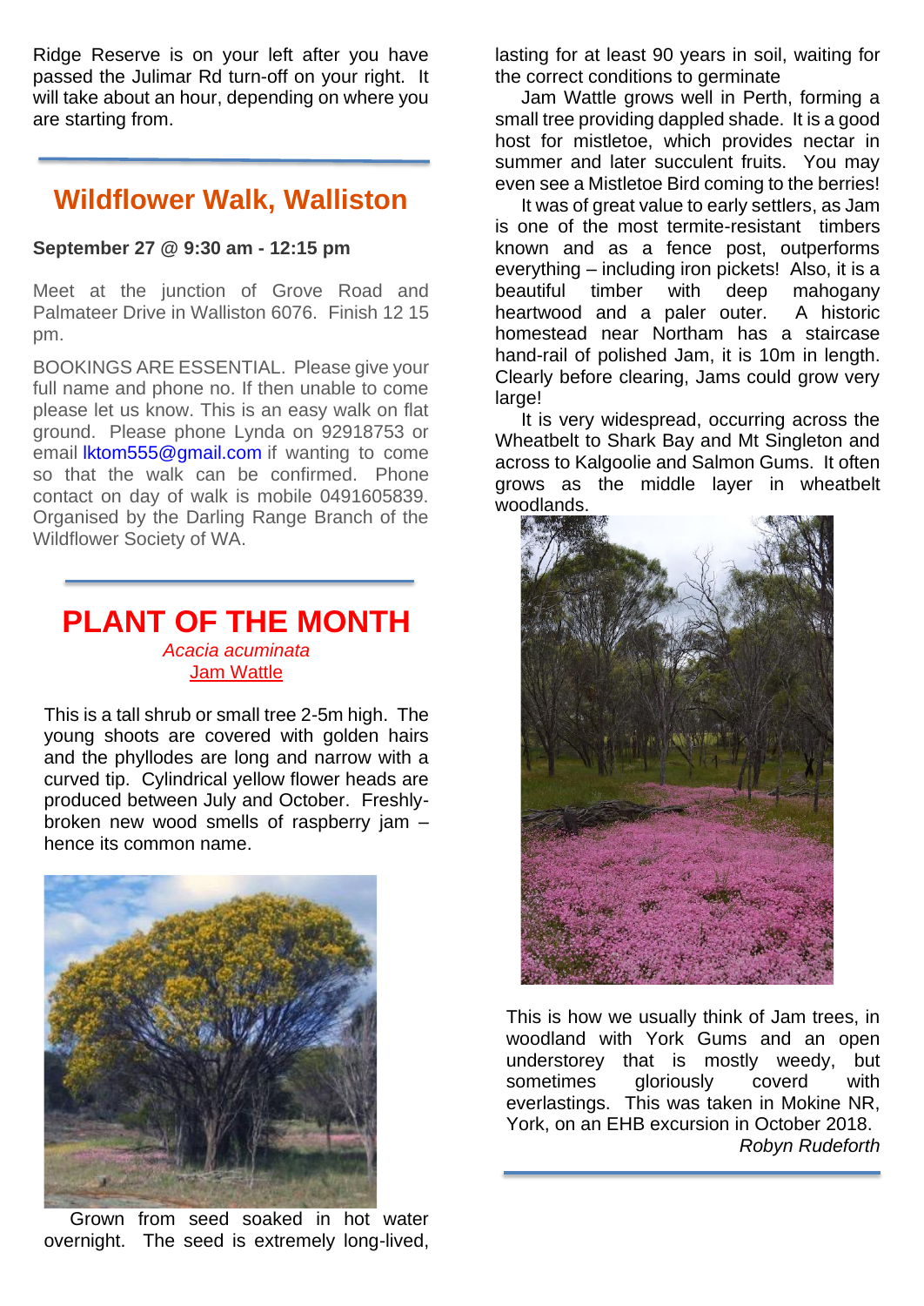Ridge Reserve is on your left after you have passed the Julimar Rd turn-off on your right. It will take about an hour, depending on where you are starting from.

---

## Wildflower Walk, Walliston

**September 27 @ 9:30 am - 12:15 pm**

Meet at the junction of Grove Road and Palmateer Drive in Walliston 6076. Finish 12 15 pm.

BOOKINGS ARE ESSENTIAL. Please give your full name and phone no. If then unable to come please let us know. This is an easy walk on flat ground. Please phone Lynda on 92918753 or email lktom555@gmail.com if wanting to come so that the walk can be confirmed. Phone contact on day of walk is mobile 0491605839. Organised by the Darling Range Branch of the Wildflower Society of WA.

---

## PLANT OF THE MONTH

*Acacia acuminata*

Jam Wattle

This is a tall shrub or small tree 2-5m high. The young shoots are covered with golden hairs and the phyllodes are long and narrow with a curved tip. Cylindrical yellow flower heads are produced between July and October. Freshly-broken new wood smells of raspberry jam – hence its common name.

Grown from seed soaked in hot water overnight. The seed is extremely long-lived, lasting for at least 90 years in soil, waiting for the correct conditions to germinate

Jam Wattle grows well in Perth, forming a small tree providing dappled shade. It is a good host for mistletoe, which provides nectar in summer and later succulent fruits. You may even see a Mistletoe Bird coming to the berries!

It was of great value to early settlers, as Jam is one of the most termite-resistant timbers known and as a fence post, outperforms everything – including iron pickets! Also, it is a beautiful timber with deep mahogany heartwood and a paler outer. A historic homestead near Northam has a staircase hand-rail of polished Jam, it is 10m in length. Clearly before clearing, Jams could grow very large!

It is very widespread, occurring across the Wheatbelt to Shark Bay and Mt Singleton and across to Kalgoolie and Salmon Guns. It often grows as the middle layer in wheatbelt woodlands.

This is how we usually think of Jam trees, in woodland with York Gums and an open understorey that is mostly weedy, but sometimes gloriously coverd with everlastings. This was taken in Mokine NR, York, on an EHB excursion in October 2018.

*Robyn Rudeforth*

---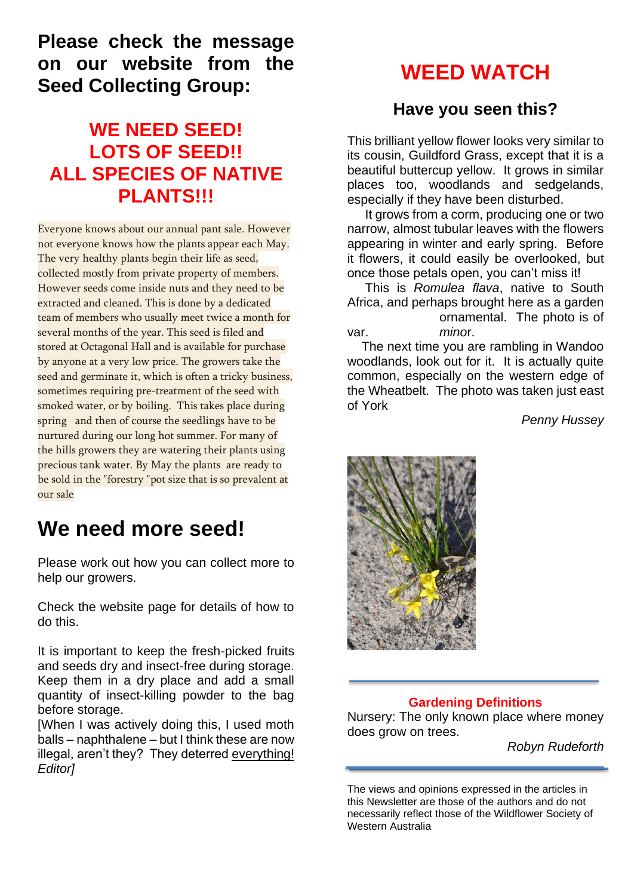**Please check the message on our website from the Seed Collecting Group:**

## WE NEED SEED!
## LOTS OF SEED!!
## ALL SPECIES OF NATIVE PLANTS!!!

Everyone knows about our annual pant sale. However not everyone knows how the plants appear each May. The very healthy plants begin their life as seed, collected mostly from private property of members. However seeds come inside nuts and they need to be extracted and cleaned. This is done by a dedicated team of members who usually meet twice a month for several months of the year. This seed is filed and stored at Octagonal Hall and is available for purchase by anyone at a very low price. The growers take the seed and germinate it, which is often a tricky business, sometimes requiring pre-treatment of the seed with smoked water, or by boiling. This takes place during spring and then of course the seedlings have to be nurtured during our long hot summer. For many of the hills growers they are watering their plants using precious tank water. By May the plants are ready to be sold in the "forestry "pot size that is so prevalent at our sale

# We need more seed!

Please work out how you can collect more to help our growers.

Check the website page for details of how to do this.

It is important to keep the fresh-picked fruits and seeds dry and insect-free during storage. Keep them in a dry place and add a small quantity of insect-killing powder to the bag before storage.

[When I was actively doing this, I used moth balls – naphthalene – but I think these are now illegal, aren't they? They deterred everything! *Editor]*

# WEED WATCH

## Have you seen this?

This brilliant yellow flower looks very similar to its cousin, Guildford Grass, except that it is a beautiful buttercup yellow. It grows in similar places too, woodlands and sedgelands, especially if they have been disturbed.

It grows from a corm, producing one or two narrow, almost tubular leaves with the flowers appearing in winter and early spring. Before it flowers, it could easily be overlooked, but once those petals open, you can't miss it!

This is *Romulea flava*, native to South Africa, and perhaps brought here as a garden ornamental. The photo is of var. *minor*.

The next time you are rambling in Wandoo woodlands, look out for it. It is actually quite common, especially on the western edge of the Wheatbelt. The photo was taken just east of York

*Penny Hussey*

**Gardening Definitions**

Nursery: The only known place where money does grow on trees.

*Robyn Rudeforth*

The views and opinions expressed in the articles in this Newsletter are those of the authors and do not necessarily reflect those of the Wildflower Society of Western Australia